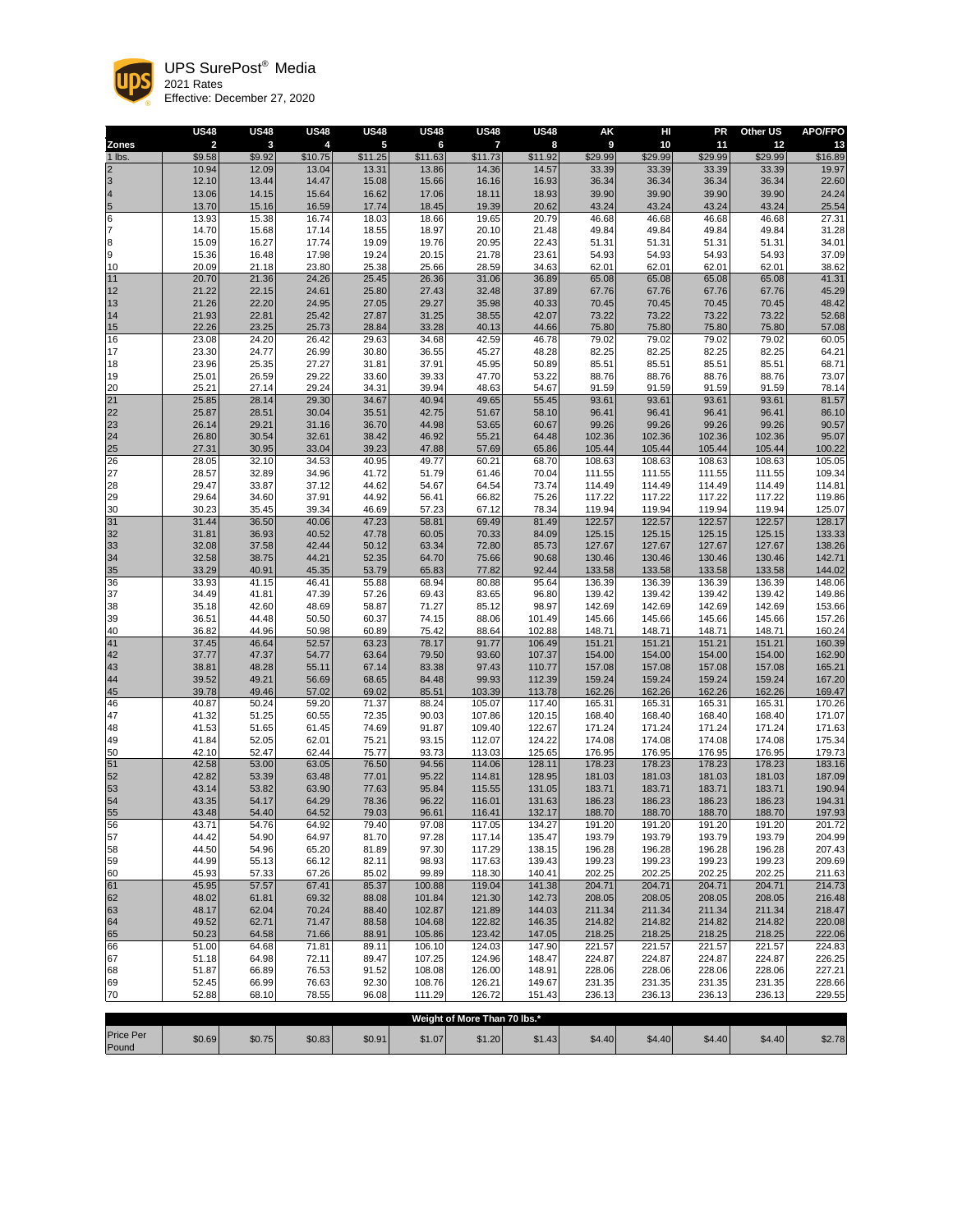# UPS SurePost® Media

2021 Rates

Effective: December 27, 2020

| | US48 | US48 | US48 | US48 | US48 | US48 | US48 | AK | HI | PR | Other US | APO/FPO |
|---|---|---|---|---|---|---|---|---|---|---|---|---|
| Zones | 2 | 3 | 4 | 5 | 6 | 7 | 8 | 9 | 10 | 11 | 12 | 13 |
| 1 lbs. | $9.58 | $9.92 | $10.75 | $11.25 | $11.63 | $11.73 | $11.92 | $29.99 | $29.99 | $29.99 | $29.99 | $16.89 |
| 2 | 10.94 | 12.09 | 13.04 | 13.31 | 13.86 | 14.36 | 14.57 | 33.39 | 33.39 | 33.39 | 33.39 | 19.97 |
| 3 | 12.10 | 13.44 | 14.47 | 15.08 | 15.66 | 16.16 | 16.93 | 36.34 | 36.34 | 36.34 | 36.34 | 22.60 |
| 4 | 13.06 | 14.15 | 15.64 | 16.62 | 17.06 | 18.11 | 18.93 | 39.90 | 39.90 | 39.90 | 39.90 | 24.24 |
| 5 | 13.70 | 15.16 | 16.59 | 17.74 | 18.45 | 19.39 | 20.62 | 43.24 | 43.24 | 43.24 | 43.24 | 25.54 |
| 6 | 13.93 | 15.38 | 16.74 | 18.03 | 18.66 | 19.65 | 20.79 | 46.68 | 46.68 | 46.68 | 46.68 | 27.31 |
| 7 | 14.70 | 15.68 | 17.14 | 18.55 | 18.97 | 20.10 | 21.48 | 49.84 | 49.84 | 49.84 | 49.84 | 31.28 |
| 8 | 15.09 | 16.27 | 17.74 | 19.09 | 19.76 | 20.95 | 22.43 | 51.31 | 51.31 | 51.31 | 51.31 | 34.01 |
| 9 | 15.36 | 16.48 | 17.98 | 19.24 | 20.15 | 21.78 | 23.61 | 54.93 | 54.93 | 54.93 | 54.93 | 37.09 |
| 10 | 20.09 | 21.18 | 23.80 | 25.38 | 25.66 | 28.59 | 34.63 | 62.01 | 62.01 | 62.01 | 62.01 | 38.62 |
| 11 | 20.70 | 21.36 | 24.26 | 25.45 | 26.36 | 31.06 | 36.89 | 65.08 | 65.08 | 65.08 | 65.08 | 41.31 |
| 12 | 21.22 | 22.15 | 24.61 | 25.80 | 27.43 | 32.48 | 37.89 | 67.76 | 67.76 | 67.76 | 67.76 | 45.29 |
| 13 | 21.26 | 22.20 | 24.95 | 27.05 | 29.27 | 35.98 | 40.33 | 70.45 | 70.45 | 70.45 | 70.45 | 48.42 |
| 14 | 21.93 | 22.81 | 25.42 | 27.87 | 31.25 | 38.55 | 42.07 | 73.22 | 73.22 | 73.22 | 73.22 | 52.68 |
| 15 | 22.26 | 23.25 | 25.73 | 28.84 | 33.28 | 40.13 | 44.66 | 75.80 | 75.80 | 75.80 | 75.80 | 57.08 |
| 16 | 23.08 | 24.20 | 26.42 | 29.63 | 34.68 | 42.59 | 46.78 | 79.02 | 79.02 | 79.02 | 79.02 | 60.05 |
| 17 | 23.30 | 24.77 | 26.99 | 30.80 | 36.55 | 45.27 | 48.28 | 82.25 | 82.25 | 82.25 | 82.25 | 64.21 |
| 18 | 23.96 | 25.35 | 27.27 | 31.81 | 37.91 | 45.95 | 50.89 | 85.51 | 85.51 | 85.51 | 85.51 | 68.71 |
| 19 | 25.01 | 26.59 | 29.22 | 33.60 | 39.33 | 47.70 | 53.22 | 88.76 | 88.76 | 88.76 | 88.76 | 73.07 |
| 20 | 25.21 | 27.14 | 29.24 | 34.31 | 39.94 | 48.63 | 54.67 | 91.59 | 91.59 | 91.59 | 91.59 | 78.14 |
| 21 | 25.85 | 28.14 | 29.30 | 34.67 | 40.94 | 49.65 | 55.45 | 93.61 | 93.61 | 93.61 | 93.61 | 81.57 |
| 22 | 25.87 | 28.51 | 30.04 | 35.51 | 42.75 | 51.67 | 58.10 | 96.41 | 96.41 | 96.41 | 96.41 | 86.10 |
| 23 | 26.14 | 29.21 | 31.16 | 36.70 | 44.98 | 53.65 | 60.67 | 99.26 | 99.26 | 99.26 | 99.26 | 90.57 |
| 24 | 26.80 | 30.54 | 32.61 | 38.42 | 46.92 | 55.21 | 64.48 | 102.36 | 102.36 | 102.36 | 102.36 | 95.07 |
| 25 | 27.31 | 30.95 | 33.04 | 39.23 | 47.88 | 57.69 | 65.86 | 105.44 | 105.44 | 105.44 | 105.44 | 100.22 |
| 26 | 28.05 | 32.10 | 34.53 | 40.95 | 49.77 | 60.21 | 68.70 | 108.63 | 108.63 | 108.63 | 108.63 | 105.05 |
| 27 | 28.57 | 32.89 | 34.96 | 41.72 | 51.79 | 61.46 | 70.04 | 111.55 | 111.55 | 111.55 | 111.55 | 109.34 |
| 28 | 29.47 | 33.87 | 37.12 | 44.62 | 54.67 | 64.54 | 73.74 | 114.49 | 114.49 | 114.49 | 114.49 | 114.81 |
| 29 | 29.64 | 34.60 | 37.91 | 44.92 | 56.41 | 66.82 | 75.26 | 117.22 | 117.22 | 117.22 | 117.22 | 119.86 |
| 30 | 30.23 | 35.45 | 39.34 | 46.69 | 57.23 | 67.12 | 78.34 | 119.94 | 119.94 | 119.94 | 119.94 | 125.07 |
| 31 | 31.44 | 36.50 | 40.06 | 47.23 | 58.81 | 69.49 | 81.49 | 122.57 | 122.57 | 122.57 | 122.57 | 128.17 |
| 32 | 31.81 | 36.93 | 40.52 | 47.78 | 60.05 | 70.33 | 84.09 | 125.15 | 125.15 | 125.15 | 125.15 | 133.33 |
| 33 | 32.08 | 37.58 | 42.44 | 50.12 | 63.34 | 72.80 | 85.73 | 127.67 | 127.67 | 127.67 | 127.67 | 138.26 |
| 34 | 32.58 | 38.75 | 44.21 | 52.35 | 64.70 | 75.66 | 90.68 | 130.46 | 130.46 | 130.46 | 130.46 | 142.71 |
| 35 | 33.29 | 40.91 | 45.35 | 53.79 | 65.83 | 77.82 | 92.44 | 133.58 | 133.58 | 133.58 | 133.58 | 144.02 |
| 36 | 33.93 | 41.15 | 46.41 | 55.88 | 68.94 | 80.88 | 95.64 | 136.39 | 136.39 | 136.39 | 136.39 | 148.06 |
| 37 | 34.49 | 41.81 | 47.39 | 57.26 | 69.43 | 83.65 | 96.80 | 139.42 | 139.42 | 139.42 | 139.42 | 149.86 |
| 38 | 35.18 | 42.60 | 48.69 | 58.87 | 71.27 | 85.12 | 98.97 | 142.69 | 142.69 | 142.69 | 142.69 | 153.66 |
| 39 | 36.51 | 44.48 | 50.50 | 60.37 | 74.15 | 88.06 | 101.49 | 145.66 | 145.66 | 145.66 | 145.66 | 157.26 |
| 40 | 36.82 | 44.96 | 50.98 | 60.89 | 75.42 | 88.64 | 102.88 | 148.71 | 148.71 | 148.71 | 148.71 | 160.24 |
| 41 | 37.45 | 46.64 | 52.57 | 63.23 | 78.17 | 91.77 | 106.49 | 151.21 | 151.21 | 151.21 | 151.21 | 160.39 |
| 42 | 37.77 | 47.37 | 54.77 | 63.64 | 79.50 | 93.60 | 107.37 | 154.00 | 154.00 | 154.00 | 154.00 | 162.90 |
| 43 | 38.81 | 48.28 | 55.11 | 67.14 | 83.38 | 97.43 | 110.77 | 157.08 | 157.08 | 157.08 | 157.08 | 165.21 |
| 44 | 39.52 | 49.21 | 56.69 | 68.65 | 84.48 | 99.93 | 112.39 | 159.24 | 159.24 | 159.24 | 159.24 | 167.20 |
| 45 | 39.78 | 49.46 | 57.02 | 69.02 | 85.51 | 103.39 | 113.78 | 162.26 | 162.26 | 162.26 | 162.26 | 169.47 |
| 46 | 40.87 | 50.24 | 59.20 | 71.37 | 88.24 | 105.07 | 117.40 | 165.31 | 165.31 | 165.31 | 165.31 | 170.26 |
| 47 | 41.32 | 51.25 | 60.55 | 72.35 | 90.03 | 107.86 | 120.15 | 168.40 | 168.40 | 168.40 | 168.40 | 171.07 |
| 48 | 41.53 | 51.65 | 61.45 | 74.69 | 91.87 | 109.40 | 122.67 | 171.24 | 171.24 | 171.24 | 171.24 | 171.63 |
| 49 | 41.84 | 52.05 | 62.01 | 75.21 | 93.15 | 112.07 | 124.22 | 174.08 | 174.08 | 174.08 | 174.08 | 175.34 |
| 50 | 42.10 | 52.47 | 62.44 | 75.77 | 93.73 | 113.03 | 125.65 | 176.95 | 176.95 | 176.95 | 176.95 | 179.73 |
| 51 | 42.58 | 53.00 | 63.05 | 76.50 | 94.56 | 114.06 | 128.11 | 178.23 | 178.23 | 178.23 | 178.23 | 183.16 |
| 52 | 42.82 | 53.39 | 63.48 | 77.01 | 95.22 | 114.81 | 128.95 | 181.03 | 181.03 | 181.03 | 181.03 | 187.09 |
| 53 | 43.14 | 53.82 | 63.90 | 77.63 | 95.84 | 115.55 | 131.05 | 183.71 | 183.71 | 183.71 | 183.71 | 190.94 |
| 54 | 43.35 | 54.17 | 64.29 | 78.36 | 96.22 | 116.01 | 131.63 | 186.23 | 186.23 | 186.23 | 186.23 | 194.31 |
| 55 | 43.48 | 54.40 | 64.52 | 79.03 | 96.61 | 116.41 | 132.17 | 188.70 | 188.70 | 188.70 | 188.70 | 197.93 |
| 56 | 43.71 | 54.76 | 64.92 | 79.40 | 97.08 | 117.05 | 134.27 | 191.20 | 191.20 | 191.20 | 191.20 | 201.72 |
| 57 | 44.42 | 54.90 | 64.97 | 81.70 | 97.28 | 117.14 | 135.47 | 193.79 | 193.79 | 193.79 | 193.79 | 204.99 |
| 58 | 44.50 | 54.96 | 65.20 | 81.89 | 97.30 | 117.29 | 138.15 | 196.28 | 196.28 | 196.28 | 196.28 | 207.43 |
| 59 | 44.99 | 55.13 | 66.12 | 82.11 | 98.93 | 117.63 | 139.43 | 199.23 | 199.23 | 199.23 | 199.23 | 209.69 |
| 60 | 45.93 | 57.33 | 67.26 | 85.02 | 99.89 | 118.30 | 140.41 | 202.25 | 202.25 | 202.25 | 202.25 | 211.63 |
| 61 | 45.95 | 57.57 | 67.41 | 85.37 | 100.88 | 119.04 | 141.38 | 204.71 | 204.71 | 204.71 | 204.71 | 214.73 |
| 62 | 48.02 | 61.81 | 69.32 | 88.08 | 101.84 | 121.30 | 142.73 | 208.05 | 208.05 | 208.05 | 208.05 | 216.48 |
| 63 | 48.17 | 62.04 | 70.24 | 88.40 | 102.87 | 121.89 | 144.03 | 211.34 | 211.34 | 211.34 | 211.34 | 218.47 |
| 64 | 49.52 | 62.71 | 71.47 | 88.58 | 104.68 | 122.82 | 146.35 | 214.82 | 214.82 | 214.82 | 214.82 | 220.08 |
| 65 | 50.23 | 64.58 | 71.66 | 88.91 | 105.86 | 123.42 | 147.05 | 218.25 | 218.25 | 218.25 | 218.25 | 222.06 |
| 66 | 51.00 | 64.68 | 71.81 | 89.11 | 106.10 | 124.03 | 147.90 | 221.57 | 221.57 | 221.57 | 221.57 | 224.83 |
| 67 | 51.18 | 64.98 | 72.11 | 89.47 | 107.25 | 124.96 | 148.47 | 224.87 | 224.87 | 224.87 | 224.87 | 226.25 |
| 68 | 51.87 | 66.89 | 76.53 | 91.52 | 108.08 | 126.00 | 148.91 | 228.06 | 228.06 | 228.06 | 228.06 | 227.21 |
| 69 | 52.45 | 66.99 | 76.63 | 92.30 | 108.76 | 126.21 | 149.67 | 231.35 | 231.35 | 231.35 | 231.35 | 228.66 |
| 70 | 52.88 | 68.10 | 78.55 | 96.08 | 111.29 | 126.72 | 151.43 | 236.13 | 236.13 | 236.13 | 236.13 | 229.55 |

| Weight of More Than 70 lbs.* | | | | | | | | | | | | |
|---|---|---|---|---|---|---|---|---|---|---|---|---|
| Price Per Pound | $0.69 | $0.75 | $0.83 | $0.91 | $1.07 | $1.20 | $1.43 | $4.40 | $4.40 | $4.40 | $4.40 | $2.78 |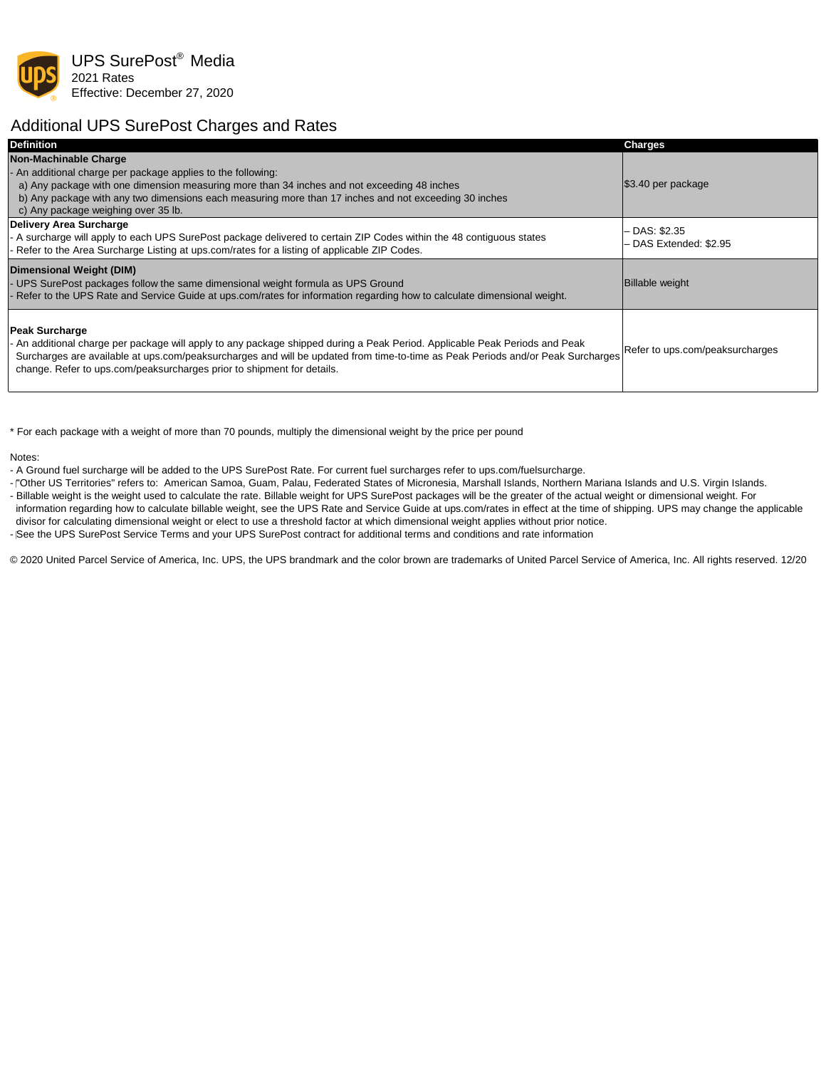UPS SurePost® Media
2021 Rates
Effective: December 27, 2020

## Additional UPS SurePost Charges and Rates

| Definition | Charges |
| --- | --- |
| **Non-Machinable Charge**<br>- An additional charge per package applies to the following:<br>a) Any package with one dimension measuring more than 34 inches and not exceeding 48 inches<br>b) Any package with any two dimensions each measuring more than 17 inches and not exceeding 30 inches<br>c) Any package weighing over 35 lb. | $3.40 per package |
| **Delivery Area Surcharge**<br>- A surcharge will apply to each UPS SurePost package delivered to certain ZIP Codes within the 48 contiguous states<br>- Refer to the Area Surcharge Listing at ups.com/rates for a listing of applicable ZIP Codes. | – DAS: $2.35<br>– DAS Extended: $2.95 |
| **Dimensional Weight (DIM)**<br>- UPS SurePost packages follow the same dimensional weight formula as UPS Ground<br>- Refer to the UPS Rate and Service Guide at ups.com/rates for information regarding how to calculate dimensional weight. | Billable weight |
| **Peak Surcharge**<br>- An additional charge per package will apply to any package shipped during a Peak Period. Applicable Peak Periods and Peak Surcharges are available at ups.com/peaksurcharges and will be updated from time-to-time as Peak Periods and/or Peak Surcharges change. Refer to ups.com/peaksurcharges prior to shipment for details. | Refer to ups.com/peaksurcharges |

* For each package with a weight of more than 70 pounds, multiply the dimensional weight by the price per pound

Notes:

- A Ground fuel surcharge will be added to the UPS SurePost Rate. For current fuel surcharges refer to ups.com/fuelsurcharge.
- "Other US Territories" refers to: American Samoa, Guam, Palau, Federated States of Micronesia, Marshall Islands, Northern Mariana Islands and U.S. Virgin Islands.
- Billable weight is the weight used to calculate the rate. Billable weight for UPS SurePost packages will be the greater of the actual weight or dimensional weight. For information regarding how to calculate billable weight, see the UPS Rate and Service Guide at ups.com/rates in effect at the time of shipping. UPS may change the applicable divisor for calculating dimensional weight or elect to use a threshold factor at which dimensional weight applies without prior notice.
- See the UPS SurePost Service Terms and your UPS SurePost contract for additional terms and conditions and rate information

© 2020 United Parcel Service of America, Inc. UPS, the UPS brandmark and the color brown are trademarks of United Parcel Service of America, Inc. All rights reserved. 12/20